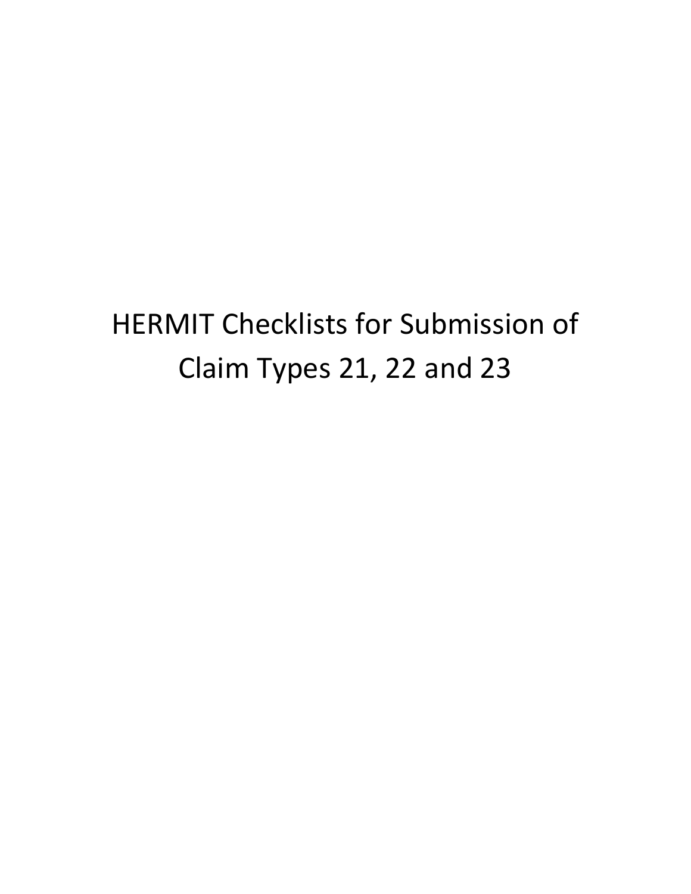# HERMIT Checklists for Submission of Claim Types 21, 22 and 23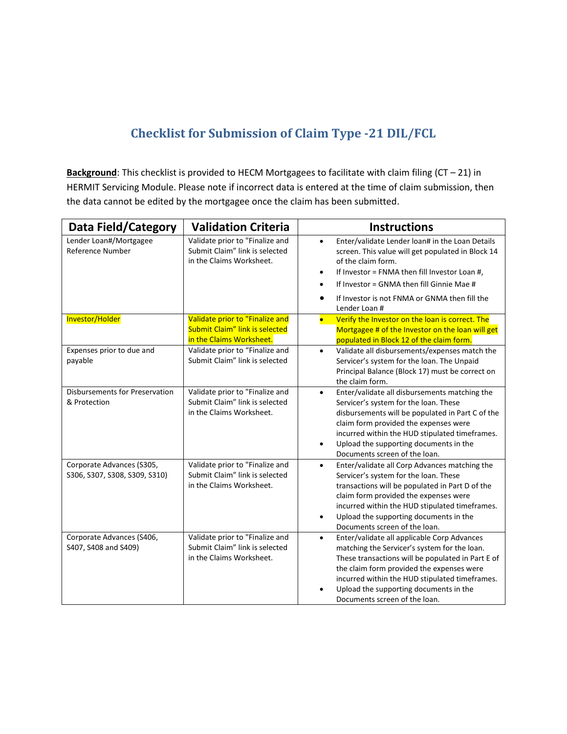# Checklist for Submission of Claim Type -21 DIL/FCL

**Background**: This checklist is provided to HECM Mortgagees to facilitate with claim filing (CT – 21) in HERMIT Servicing Module. Please note if incorrect data is entered at the time of claim submission, then the data cannot be edited by the mortgagee once the claim has been submitted.

| Data Field/Category | Validation Criteria | Instructions |
|---|---|---|
| Lender Loan#/Mortgagee Reference Number | Validate prior to "Finalize and Submit Claim" link is selected in the Claims Worksheet. | • Enter/validate Lender loan# in the Loan Details screen. This value will get populated in Block 14 of the claim form.<br>• If Investor = FNMA then fill Investor Loan #,<br>• If Investor = GNMA then fill Ginnie Mae #<br>• If Investor is not FNMA or GNMA then fill the Lender Loan # |
| Investor/Holder | Validate prior to "Finalize and Submit Claim" link is selected in the Claims Worksheet. | • Verify the Investor on the loan is correct. The Mortgagee # of the Investor on the loan will get populated in Block 12 of the claim form. |
| Expenses prior to due and payable | Validate prior to "Finalize and Submit Claim" link is selected | • Validate all disbursements/expenses match the Servicer's system for the loan. The Unpaid Principal Balance (Block 17) must be correct on the claim form. |
| Disbursements for Preservation & Protection | Validate prior to "Finalize and Submit Claim" link is selected in the Claims Worksheet. | • Enter/validate all disbursements matching the Servicer's system for the loan. These disbursements will be populated in Part C of the claim form provided the expenses were incurred within the HUD stipulated timeframes.<br>• Upload the supporting documents in the Documents screen of the loan. |
| Corporate Advances (S305, S306, S307, S308, S309, S310) | Validate prior to "Finalize and Submit Claim" link is selected in the Claims Worksheet. | • Enter/validate all Corp Advances matching the Servicer's system for the loan. These transactions will be populated in Part D of the claim form provided the expenses were incurred within the HUD stipulated timeframes.<br>• Upload the supporting documents in the Documents screen of the loan. |
| Corporate Advances (S406, S407, S408 and S409) | Validate prior to "Finalize and Submit Claim" link is selected in the Claims Worksheet. | • Enter/validate all applicable Corp Advances matching the Servicer's system for the loan. These transactions will be populated in Part E of the claim form provided the expenses were incurred within the HUD stipulated timeframes.<br>• Upload the supporting documents in the Documents screen of the loan. |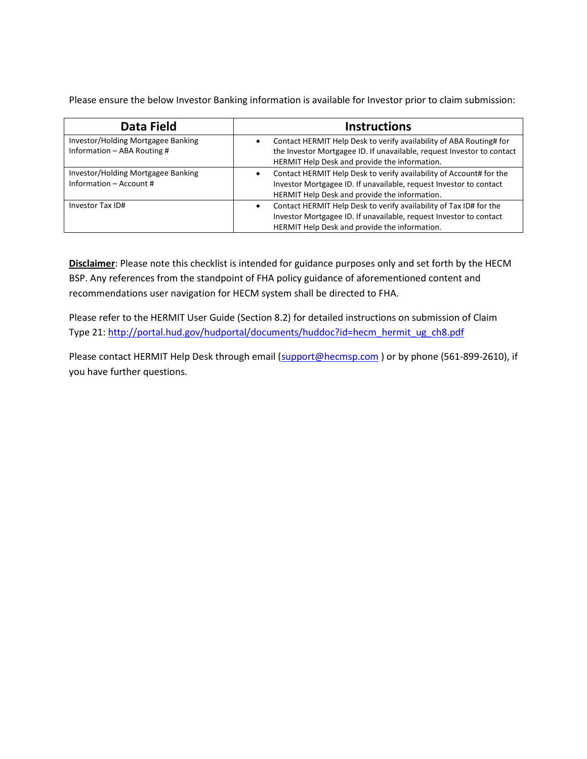Please ensure the below Investor Banking information is available for Investor prior to claim submission:

| Data Field | Instructions |
| --- | --- |
| Investor/Holding Mortgagee Banking Information – ABA Routing # | • Contact HERMIT Help Desk to verify availability of ABA Routing# for the Investor Mortgagee ID. If unavailable, request Investor to contact HERMIT Help Desk and provide the information. |
| Investor/Holding Mortgagee Banking Information – Account # | • Contact HERMIT Help Desk to verify availability of Account# for the Investor Mortgagee ID. If unavailable, request Investor to contact HERMIT Help Desk and provide the information. |
| Investor Tax ID# | • Contact HERMIT Help Desk to verify availability of Tax ID# for the Investor Mortgagee ID. If unavailable, request Investor to contact HERMIT Help Desk and provide the information. |

**Disclaimer**: Please note this checklist is intended for guidance purposes only and set forth by the HECM BSP. Any references from the standpoint of FHA policy guidance of aforementioned content and recommendations user navigation for HECM system shall be directed to FHA.

Please refer to the HERMIT User Guide (Section 8.2) for detailed instructions on submission of Claim Type 21: http://portal.hud.gov/hudportal/documents/huddoc?id=hecm_hermit_ug_ch8.pdf

Please contact HERMIT Help Desk through email (support@hecmsp.com ) or by phone (561-899-2610), if you have further questions.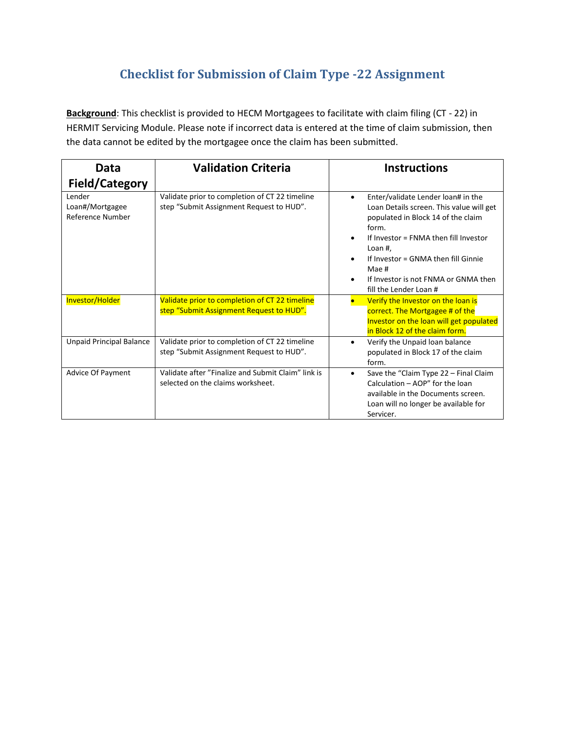## Checklist for Submission of Claim Type -22 Assignment

**Background**: This checklist is provided to HECM Mortgagees to facilitate with claim filing (CT - 22) in HERMIT Servicing Module. Please note if incorrect data is entered at the time of claim submission, then the data cannot be edited by the mortgagee once the claim has been submitted.

| Data Field/Category | Validation Criteria | Instructions |
|---|---|---|
| Lender Loan#/Mortgagee Reference Number | Validate prior to completion of CT 22 timeline step "Submit Assignment Request to HUD". | • Enter/validate Lender loan# in the Loan Details screen. This value will get populated in Block 14 of the claim form.<br>• If Investor = FNMA then fill Investor Loan #,<br>• If Investor = GNMA then fill Ginnie Mae #<br>• If Investor is not FNMA or GNMA then fill the Lender Loan # |
| Investor/Holder | Validate prior to completion of CT 22 timeline step "Submit Assignment Request to HUD". | • Verify the Investor on the loan is correct. The Mortgagee # of the Investor on the loan will get populated in Block 12 of the claim form. |
| Unpaid Principal Balance | Validate prior to completion of CT 22 timeline step "Submit Assignment Request to HUD". | • Verify the Unpaid loan balance populated in Block 17 of the claim form. |
| Advice Of Payment | Validate after "Finalize and Submit Claim" link is selected on the claims worksheet. | • Save the "Claim Type 22 – Final Claim Calculation – AOP" for the loan available in the Documents screen. Loan will no longer be available for Servicer. |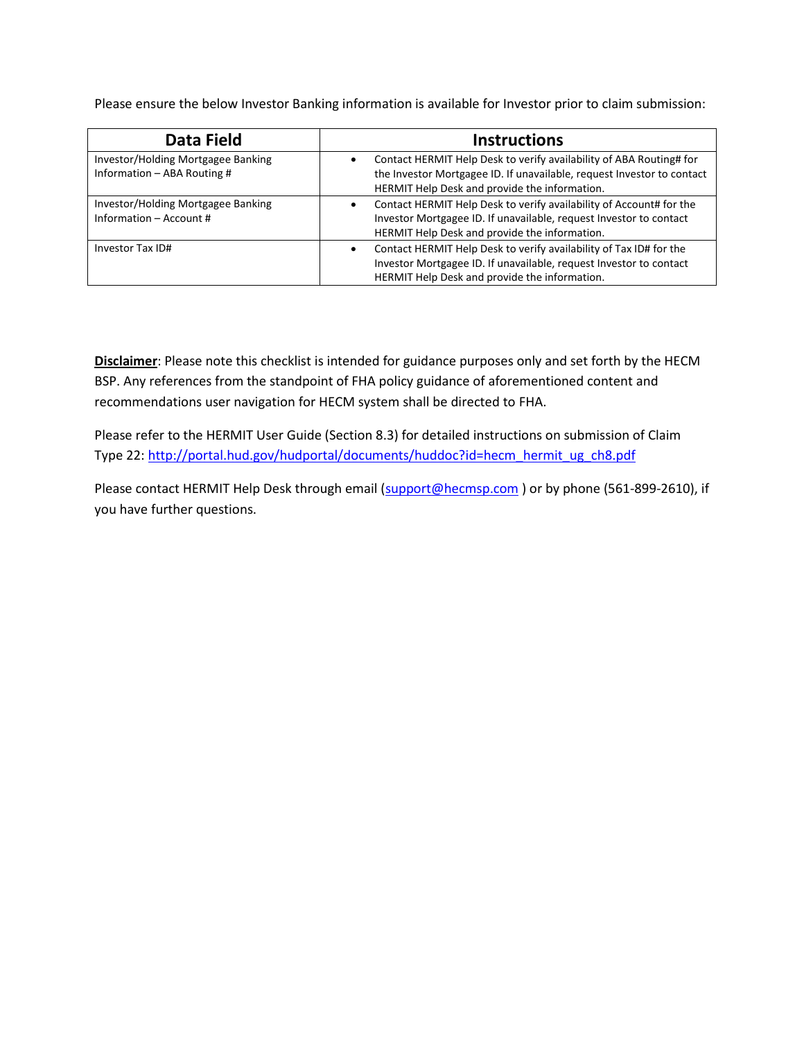Please ensure the below Investor Banking information is available for Investor prior to claim submission:

| Data Field | Instructions |
|---|---|
| Investor/Holding Mortgagee Banking Information – ABA Routing # | • Contact HERMIT Help Desk to verify availability of ABA Routing# for the Investor Mortgagee ID. If unavailable, request Investor to contact HERMIT Help Desk and provide the information. |
| Investor/Holding Mortgagee Banking Information – Account # | • Contact HERMIT Help Desk to verify availability of Account# for the Investor Mortgagee ID. If unavailable, request Investor to contact HERMIT Help Desk and provide the information. |
| Investor Tax ID# | • Contact HERMIT Help Desk to verify availability of Tax ID# for the Investor Mortgagee ID. If unavailable, request Investor to contact HERMIT Help Desk and provide the information. |

**Disclaimer**: Please note this checklist is intended for guidance purposes only and set forth by the HECM BSP. Any references from the standpoint of FHA policy guidance of aforementioned content and recommendations user navigation for HECM system shall be directed to FHA.

Please refer to the HERMIT User Guide (Section 8.3) for detailed instructions on submission of Claim Type 22: [http://portal.hud.gov/hudportal/documents/huddoc?id=hecm_hermit_ug_ch8.pdf](http://portal.hud.gov/hudportal/documents/huddoc?id=hecm_hermit_ug_ch8.pdf)

Please contact HERMIT Help Desk through email (support@hecmsp.com ) or by phone (561-899-2610), if you have further questions.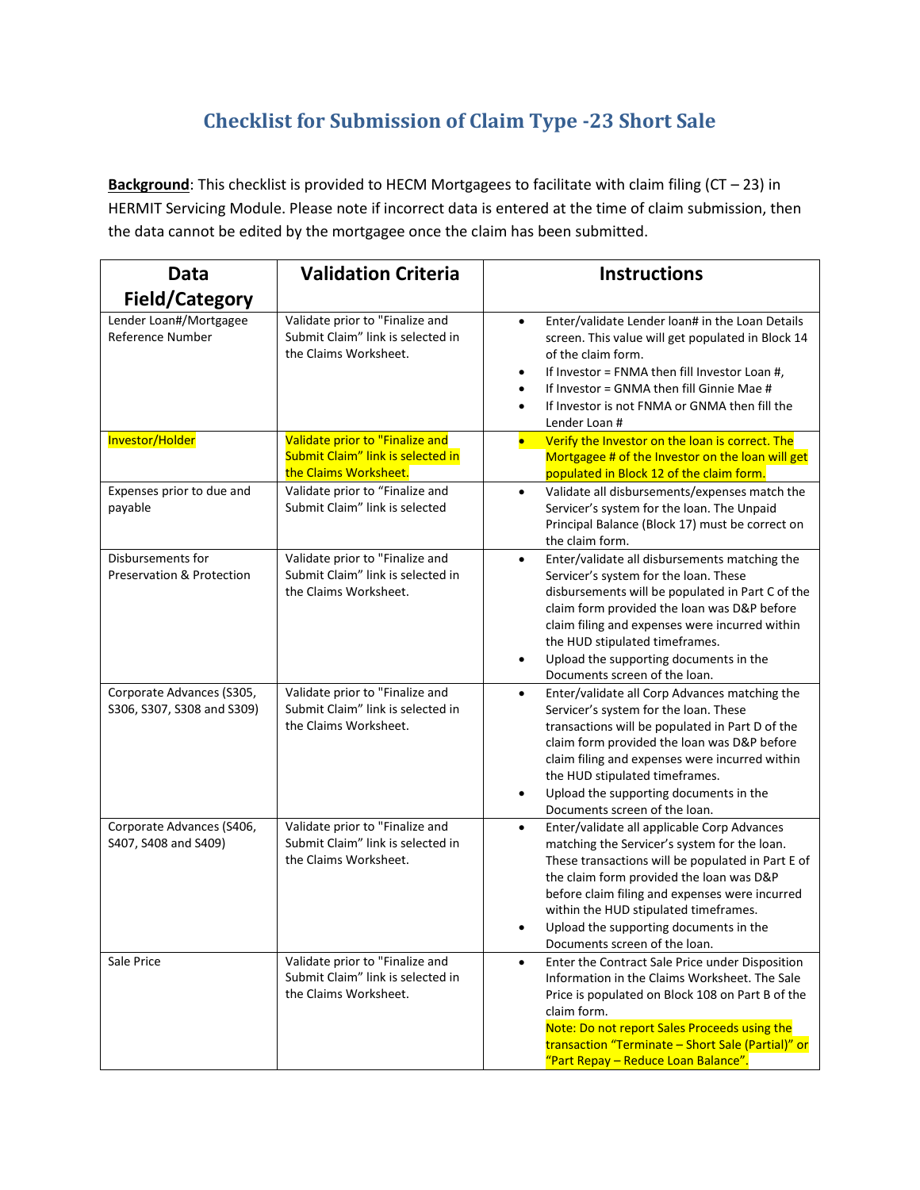# Checklist for Submission of Claim Type -23 Short Sale

**Background**: This checklist is provided to HECM Mortgagees to facilitate with claim filing (CT – 23) in HERMIT Servicing Module. Please note if incorrect data is entered at the time of claim submission, then the data cannot be edited by the mortgagee once the claim has been submitted.

| Data Field/Category | Validation Criteria | Instructions |
|---|---|---|
| Lender Loan#/Mortgagee Reference Number | Validate prior to "Finalize and Submit Claim" link is selected in the Claims Worksheet. | • Enter/validate Lender loan# in the Loan Details screen. This value will get populated in Block 14 of the claim form.<br>• If Investor = FNMA then fill Investor Loan #,<br>• If Investor = GNMA then fill Ginnie Mae #<br>• If Investor is not FNMA or GNMA then fill the Lender Loan # |
| Investor/Holder | Validate prior to "Finalize and Submit Claim" link is selected in the Claims Worksheet. | • Verify the Investor on the loan is correct. The Mortgagee # of the Investor on the loan will get populated in Block 12 of the claim form. |
| Expenses prior to due and payable | Validate prior to "Finalize and Submit Claim" link is selected | • Validate all disbursements/expenses match the Servicer's system for the loan. The Unpaid Principal Balance (Block 17) must be correct on the claim form. |
| Disbursements for Preservation & Protection | Validate prior to "Finalize and Submit Claim" link is selected in the Claims Worksheet. | • Enter/validate all disbursements matching the Servicer's system for the loan. These disbursements will be populated in Part C of the claim form provided the loan was D&P before claim filing and expenses were incurred within the HUD stipulated timeframes.<br>• Upload the supporting documents in the Documents screen of the loan. |
| Corporate Advances (S305, S306, S307, S308 and S309) | Validate prior to "Finalize and Submit Claim" link is selected in the Claims Worksheet. | • Enter/validate all Corp Advances matching the Servicer's system for the loan. These transactions will be populated in Part D of the claim form provided the loan was D&P before claim filing and expenses were incurred within the HUD stipulated timeframes.<br>• Upload the supporting documents in the Documents screen of the loan. |
| Corporate Advances (S406, S407, S408 and S409) | Validate prior to "Finalize and Submit Claim" link is selected in the Claims Worksheet. | • Enter/validate all applicable Corp Advances matching the Servicer's system for the loan. These transactions will be populated in Part E of the claim form provided the loan was D&P before claim filing and expenses were incurred within the HUD stipulated timeframes.<br>• Upload the supporting documents in the Documents screen of the loan. |
| Sale Price | Validate prior to "Finalize and Submit Claim" link is selected in the Claims Worksheet. | • Enter the Contract Sale Price under Disposition Information in the Claims Worksheet. The Sale Price is populated on Block 108 on Part B of the claim form.<br>Note: Do not report Sales Proceeds using the transaction "Terminate – Short Sale (Partial)" or "Part Repay – Reduce Loan Balance". |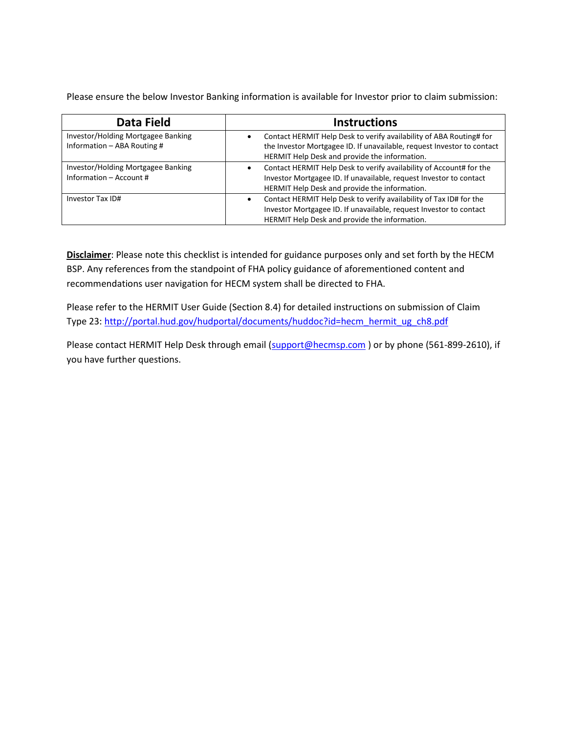Please ensure the below Investor Banking information is available for Investor prior to claim submission:

| Data Field | Instructions |
|---|---|
| Investor/Holding Mortgagee Banking Information – ABA Routing # | • Contact HERMIT Help Desk to verify availability of ABA Routing# for the Investor Mortgagee ID. If unavailable, request Investor to contact HERMIT Help Desk and provide the information. |
| Investor/Holding Mortgagee Banking Information – Account # | • Contact HERMIT Help Desk to verify availability of Account# for the Investor Mortgagee ID. If unavailable, request Investor to contact HERMIT Help Desk and provide the information. |
| Investor Tax ID# | • Contact HERMIT Help Desk to verify availability of Tax ID# for the Investor Mortgagee ID. If unavailable, request Investor to contact HERMIT Help Desk and provide the information. |

**Disclaimer**: Please note this checklist is intended for guidance purposes only and set forth by the HECM BSP. Any references from the standpoint of FHA policy guidance of aforementioned content and recommendations user navigation for HECM system shall be directed to FHA.

Please refer to the HERMIT User Guide (Section 8.4) for detailed instructions on submission of Claim Type 23: http://portal.hud.gov/hudportal/documents/huddoc?id=hecm_hermit_ug_ch8.pdf

Please contact HERMIT Help Desk through email (support@hecmsp.com ) or by phone (561-899-2610), if you have further questions.